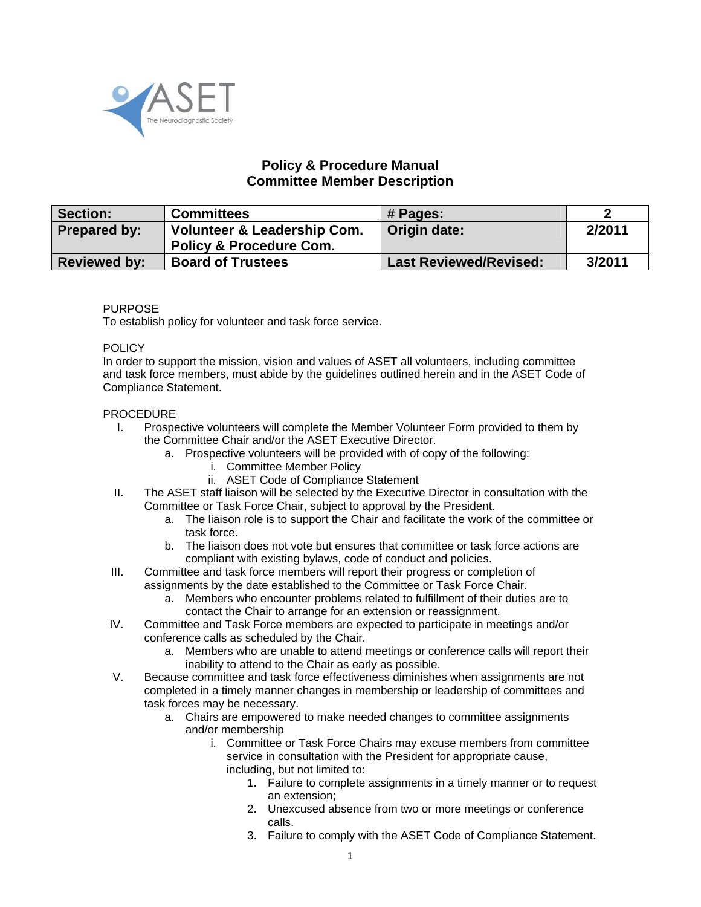ASET The Neurodiagnostic Society

# Policy & Procedure Manual
# Committee Member Description

| Section: | Committees | # Pages: | 2 |
|---|---|---|---|
| Prepared by: | Volunteer & Leadership Com.<br>Policy & Procedure Com. | Origin date: | 2/2011 |
| Reviewed by: | Board of Trustees | Last Reviewed/Revised: | 3/2011 |

PURPOSE
To establish policy for volunteer and task force service.

POLICY
In order to support the mission, vision and values of ASET all volunteers, including committee and task force members, must abide by the guidelines outlined herein and in the ASET Code of Compliance Statement.

PROCEDURE

I. Prospective volunteers will complete the Member Volunteer Form provided to them by the Committee Chair and/or the ASET Executive Director.
   a. Prospective volunteers will be provided with of copy of the following:
      i. Committee Member Policy
      ii. ASET Code of Compliance Statement

II. The ASET staff liaison will be selected by the Executive Director in consultation with the Committee or Task Force Chair, subject to approval by the President.
   a. The liaison role is to support the Chair and facilitate the work of the committee or task force.
   b. The liaison does not vote but ensures that committee or task force actions are compliant with existing bylaws, code of conduct and policies.

III. Committee and task force members will report their progress or completion of assignments by the date established to the Committee or Task Force Chair.
   a. Members who encounter problems related to fulfillment of their duties are to contact the Chair to arrange for an extension or reassignment.

IV. Committee and Task Force members are expected to participate in meetings and/or conference calls as scheduled by the Chair.
   a. Members who are unable to attend meetings or conference calls will report their inability to attend to the Chair as early as possible.

V. Because committee and task force effectiveness diminishes when assignments are not completed in a timely manner changes in membership or leadership of committees and task forces may be necessary.
   a. Chairs are empowered to make needed changes to committee assignments and/or membership
      i. Committee or Task Force Chairs may excuse members from committee service in consultation with the President for appropriate cause, including, but not limited to:
         1. Failure to complete assignments in a timely manner or to request an extension;
         2. Unexcused absence from two or more meetings or conference calls.
         3. Failure to comply with the ASET Code of Compliance Statement.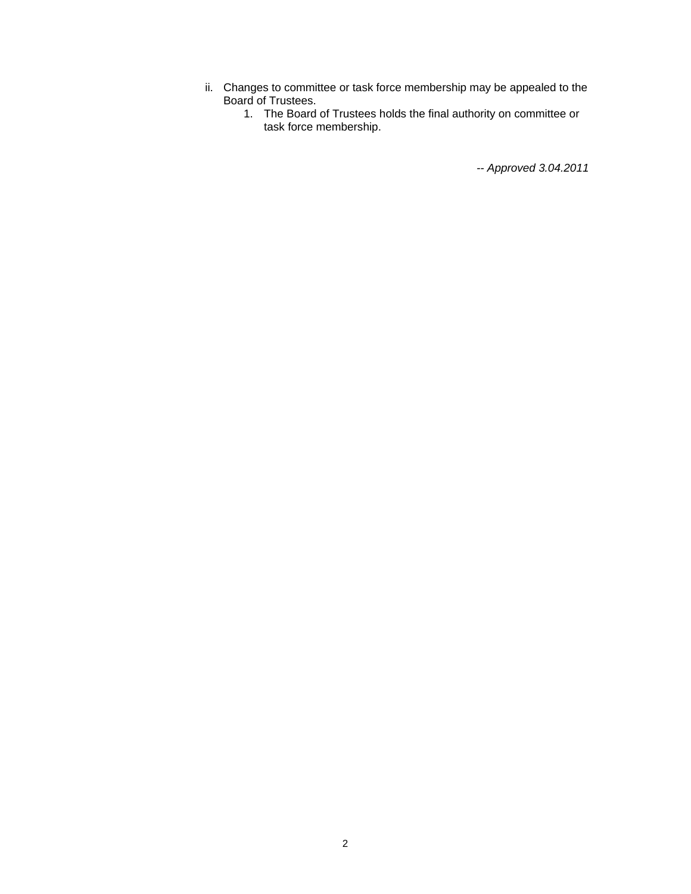ii. Changes to committee or task force membership may be appealed to the Board of Trustees.
    1. The Board of Trustees holds the final authority on committee or task force membership.

*-- Approved 3.04.2011*